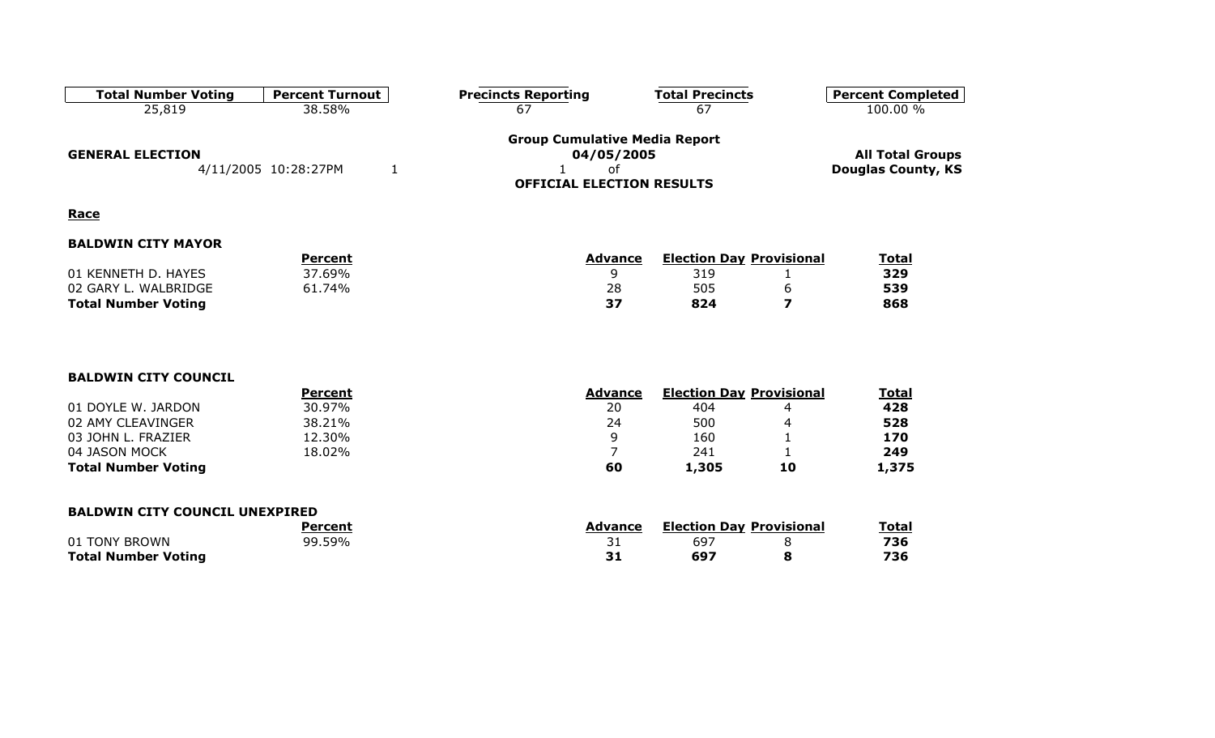| Total Number Voting | Percent Turnout | Precincts Reporting | Total Precincts | Percent Completed |
|---|---|---|---|---|
| 25,819 | 38.58% | 67 | 67 | 100.00 % |

**Group Cumulative Media Report**

**GENERAL ELECTION** — **04/05/2005** — **All Total Groups**

4/11/2005 10:28:27PM — **Douglas County, KS**

**OFFICIAL ELECTION RESULTS**

## Race

### BALDWIN CITY MAYOR

| | Percent | Advance | Election Day | Provisional | Total |
|---|---|---|---|---|---|
| 01 KENNETH D. HAYES | 37.69% | 9 | 319 | 1 | **329** |
| 02 GARY L. WALBRIDGE | 61.74% | 28 | 505 | 6 | **539** |
| **Total Number Voting** | | **37** | **824** | **7** | **868** |

### BALDWIN CITY COUNCIL

| | Percent | Advance | Election Day | Provisional | Total |
|---|---|---|---|---|---|
| 01 DOYLE W. JARDON | 30.97% | 20 | 404 | 4 | **428** |
| 02 AMY CLEAVINGER | 38.21% | 24 | 500 | 4 | **528** |
| 03 JOHN L. FRAZIER | 12.30% | 9 | 160 | 1 | **170** |
| 04 JASON MOCK | 18.02% | 7 | 241 | 1 | **249** |
| **Total Number Voting** | | **60** | **1,305** | **10** | **1,375** |

### BALDWIN CITY COUNCIL UNEXPIRED

| | Percent | Advance | Election Day | Provisional | Total |
|---|---|---|---|---|---|
| 01 TONY BROWN | 99.59% | 31 | 697 | 8 | **736** |
| **Total Number Voting** | | **31** | **697** | **8** | **736** |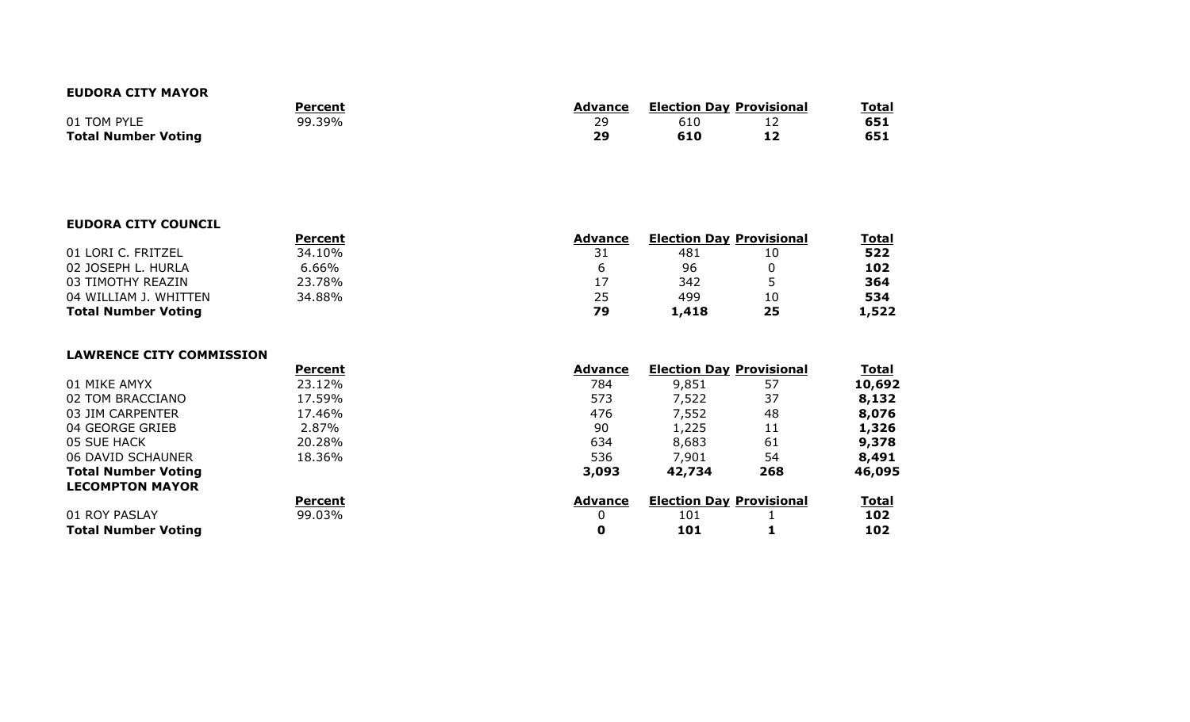**EUDORA CITY MAYOR**

| | Percent | Advance | Election Day | Provisional | Total |
|---|---|---|---|---|---|
| 01 TOM PYLE | 99.39% | 29 | 610 | 12 | **651** |
| **Total Number Voting** | | **29** | **610** | **12** | **651** |

**EUDORA CITY COUNCIL**

| | Percent | Advance | Election Day | Provisional | Total |
|---|---|---|---|---|---|
| 01 LORI C. FRITZEL | 34.10% | 31 | 481 | 10 | **522** |
| 02 JOSEPH L. HURLA | 6.66% | 6 | 96 | 0 | **102** |
| 03 TIMOTHY REAZIN | 23.78% | 17 | 342 | 5 | **364** |
| 04 WILLIAM J. WHITTEN | 34.88% | 25 | 499 | 10 | **534** |
| **Total Number Voting** | | **79** | **1,418** | **25** | **1,522** |

**LAWRENCE CITY COMMISSION**

| | Percent | Advance | Election Day | Provisional | Total |
|---|---|---|---|---|---|
| 01 MIKE AMYX | 23.12% | 784 | 9,851 | 57 | **10,692** |
| 02 TOM BRACCIANO | 17.59% | 573 | 7,522 | 37 | **8,132** |
| 03 JIM CARPENTER | 17.46% | 476 | 7,552 | 48 | **8,076** |
| 04 GEORGE GRIEB | 2.87% | 90 | 1,225 | 11 | **1,326** |
| 05 SUE HACK | 20.28% | 634 | 8,683 | 61 | **9,378** |
| 06 DAVID SCHAUNER | 18.36% | 536 | 7,901 | 54 | **8,491** |
| **Total Number Voting** | | **3,093** | **42,734** | **268** | **46,095** |

**LECOMPTON MAYOR**

| | Percent | Advance | Election Day | Provisional | Total |
|---|---|---|---|---|---|
| 01 ROY PASLAY | 99.03% | 0 | 101 | 1 | **102** |
| **Total Number Voting** | | **0** | **101** | **1** | **102** |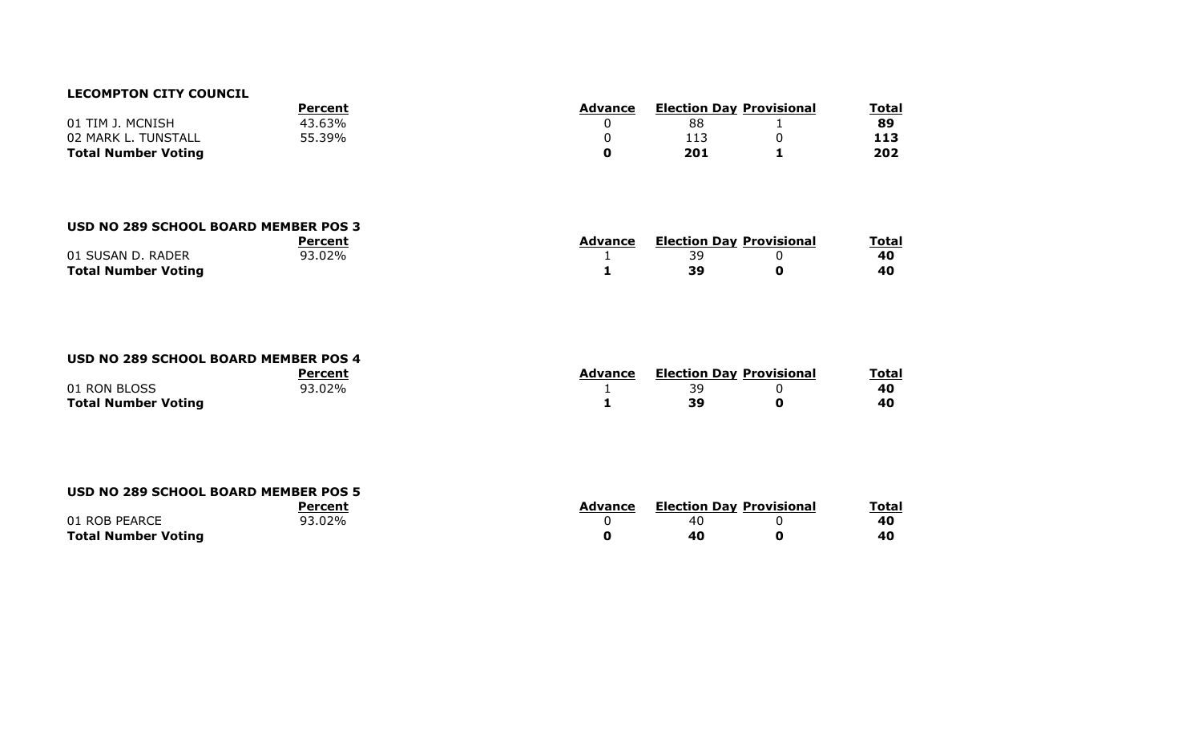**LECOMPTON CITY COUNCIL**

| | Percent | Advance | Election Day | Provisional | Total |
|---|---|---|---|---|---|
| 01 TIM J. MCNISH | 43.63% | 0 | 88 | 1 | **89** |
| 02 MARK L. TUNSTALL | 55.39% | 0 | 113 | 0 | **113** |
| **Total Number Voting** | | **0** | **201** | **1** | **202** |

**USD NO 289 SCHOOL BOARD MEMBER POS 3**

| | Percent | Advance | Election Day | Provisional | Total |
|---|---|---|---|---|---|
| 01 SUSAN D. RADER | 93.02% | 1 | 39 | 0 | **40** |
| **Total Number Voting** | | **1** | **39** | **0** | **40** |

**USD NO 289 SCHOOL BOARD MEMBER POS 4**

| | Percent | Advance | Election Day | Provisional | Total |
|---|---|---|---|---|---|
| 01 RON BLOSS | 93.02% | 1 | 39 | 0 | **40** |
| **Total Number Voting** | | **1** | **39** | **0** | **40** |

**USD NO 289 SCHOOL BOARD MEMBER POS 5**

| | Percent | Advance | Election Day | Provisional | Total |
|---|---|---|---|---|---|
| 01 ROB PEARCE | 93.02% | 0 | 40 | 0 | **40** |
| **Total Number Voting** | | **0** | **40** | **0** | **40** |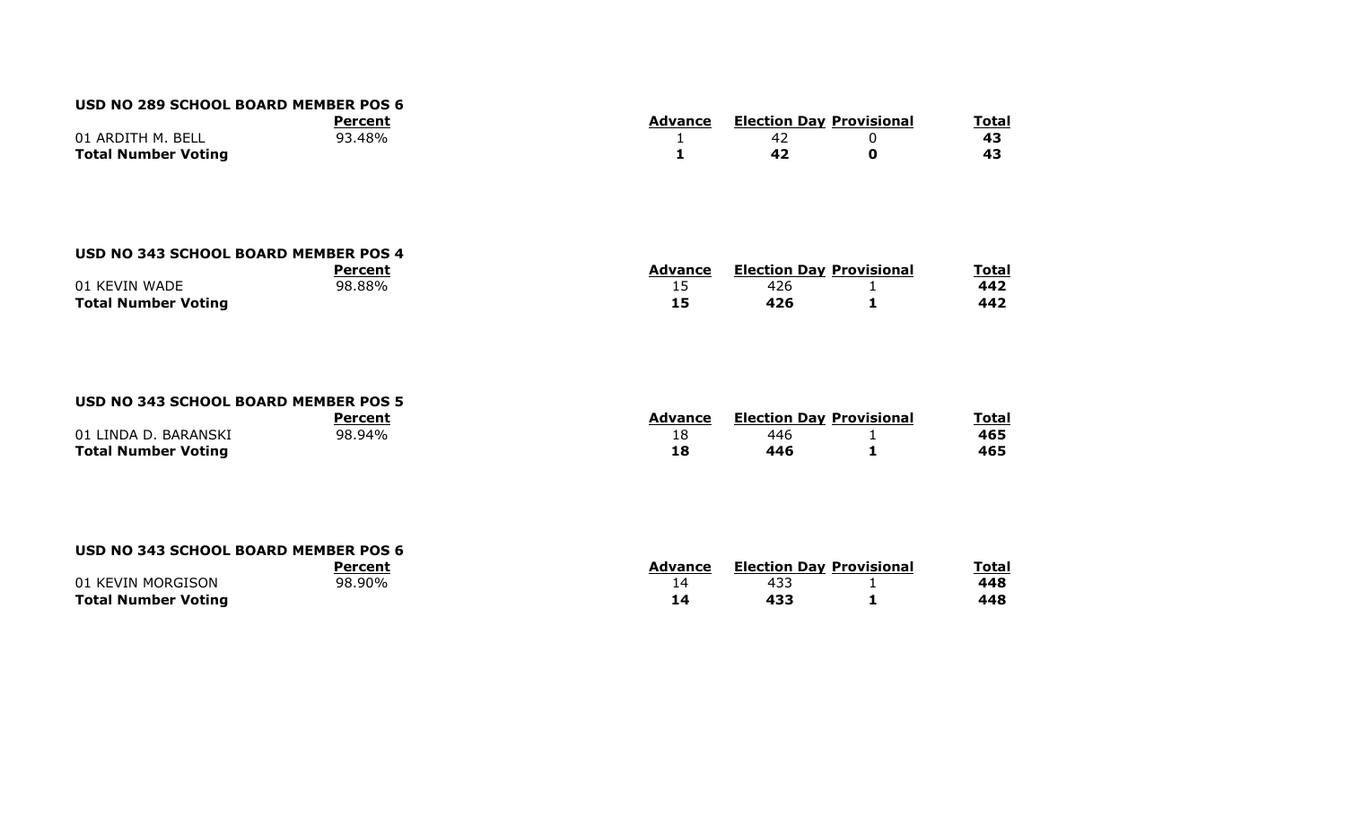**USD NO 289 SCHOOL BOARD MEMBER POS 6**

| | Percent | Advance | Election Day | Provisional | Total |
|---|---|---|---|---|---|
| 01 ARDITH M. BELL | 93.48% | 1 | 42 | 0 | **43** |
| **Total Number Voting** | | **1** | **42** | **0** | **43** |

**USD NO 343 SCHOOL BOARD MEMBER POS 4**

| | Percent | Advance | Election Day | Provisional | Total |
|---|---|---|---|---|---|
| 01 KEVIN WADE | 98.88% | 15 | 426 | 1 | **442** |
| **Total Number Voting** | | **15** | **426** | **1** | **442** |

**USD NO 343 SCHOOL BOARD MEMBER POS 5**

| | Percent | Advance | Election Day | Provisional | Total |
|---|---|---|---|---|---|
| 01 LINDA D. BARANSKI | 98.94% | 18 | 446 | 1 | **465** |
| **Total Number Voting** | | **18** | **446** | **1** | **465** |

**USD NO 343 SCHOOL BOARD MEMBER POS 6**

| | Percent | Advance | Election Day | Provisional | Total |
|---|---|---|---|---|---|
| 01 KEVIN MORGISON | 98.90% | 14 | 433 | 1 | **448** |
| **Total Number Voting** | | **14** | **433** | **1** | **448** |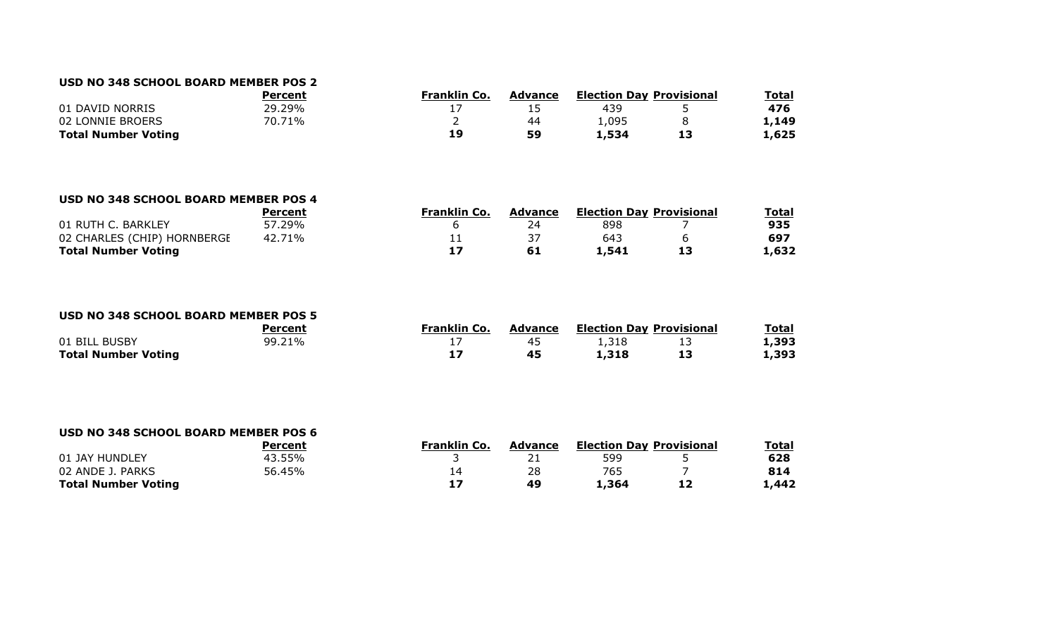### USD NO 348 SCHOOL BOARD MEMBER POS 2

| | Percent | Franklin Co. | Advance | Election Day | Provisional | Total |
|---|---|---|---|---|---|---|
| 01 DAVID NORRIS | 29.29% | 17 | 15 | 439 | 5 | **476** |
| 02 LONNIE BROERS | 70.71% | 2 | 44 | 1,095 | 8 | **1,149** |
| **Total Number Voting** | | **19** | **59** | **1,534** | **13** | **1,625** |

### USD NO 348 SCHOOL BOARD MEMBER POS 4

| | Percent | Franklin Co. | Advance | Election Day | Provisional | Total |
|---|---|---|---|---|---|---|
| 01 RUTH C. BARKLEY | 57.29% | 6 | 24 | 898 | 7 | **935** |
| 02 CHARLES (CHIP) HORNBERGE | 42.71% | 11 | 37 | 643 | 6 | **697** |
| **Total Number Voting** | | **17** | **61** | **1,541** | **13** | **1,632** |

### USD NO 348 SCHOOL BOARD MEMBER POS 5

| | Percent | Franklin Co. | Advance | Election Day | Provisional | Total |
|---|---|---|---|---|---|---|
| 01 BILL BUSBY | 99.21% | 17 | 45 | 1,318 | 13 | **1,393** |
| **Total Number Voting** | | **17** | **45** | **1,318** | **13** | **1,393** |

### USD NO 348 SCHOOL BOARD MEMBER POS 6

| | Percent | Franklin Co. | Advance | Election Day | Provisional | Total |
|---|---|---|---|---|---|---|
| 01 JAY HUNDLEY | 43.55% | 3 | 21 | 599 | 5 | **628** |
| 02 ANDE J. PARKS | 56.45% | 14 | 28 | 765 | 7 | **814** |
| **Total Number Voting** | | **17** | **49** | **1,364** | **12** | **1,442** |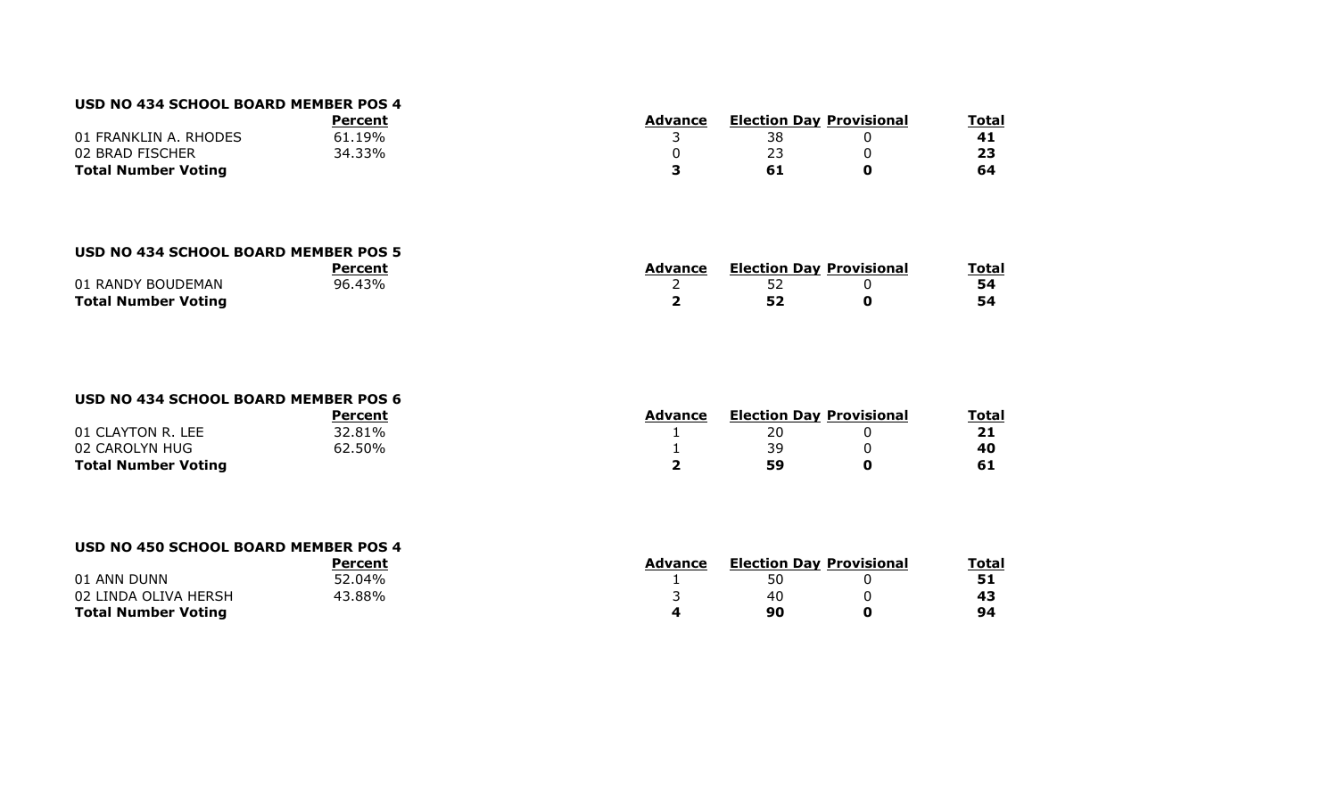## USD NO 434 SCHOOL BOARD MEMBER POS 4

| | Percent | Advance | Election Day | Provisional | Total |
|---|---|---|---|---|---|
| 01 FRANKLIN A. RHODES | 61.19% | 3 | 38 | 0 | **41** |
| 02 BRAD FISCHER | 34.33% | 0 | 23 | 0 | **23** |
| **Total Number Voting** | | **3** | **61** | **0** | **64** |

## USD NO 434 SCHOOL BOARD MEMBER POS 5

| | Percent | Advance | Election Day | Provisional | Total |
|---|---|---|---|---|---|
| 01 RANDY BOUDEMAN | 96.43% | 2 | 52 | 0 | **54** |
| **Total Number Voting** | | **2** | **52** | **0** | **54** |

## USD NO 434 SCHOOL BOARD MEMBER POS 6

| | Percent | Advance | Election Day | Provisional | Total |
|---|---|---|---|---|---|
| 01 CLAYTON R. LEE | 32.81% | 1 | 20 | 0 | **21** |
| 02 CAROLYN HUG | 62.50% | 1 | 39 | 0 | **40** |
| **Total Number Voting** | | **2** | **59** | **0** | **61** |

## USD NO 450 SCHOOL BOARD MEMBER POS 4

| | Percent | Advance | Election Day | Provisional | Total |
|---|---|---|---|---|---|
| 01 ANN DUNN | 52.04% | 1 | 50 | 0 | **51** |
| 02 LINDA OLIVA HERSH | 43.88% | 3 | 40 | 0 | **43** |
| **Total Number Voting** | | **4** | **90** | **0** | **94** |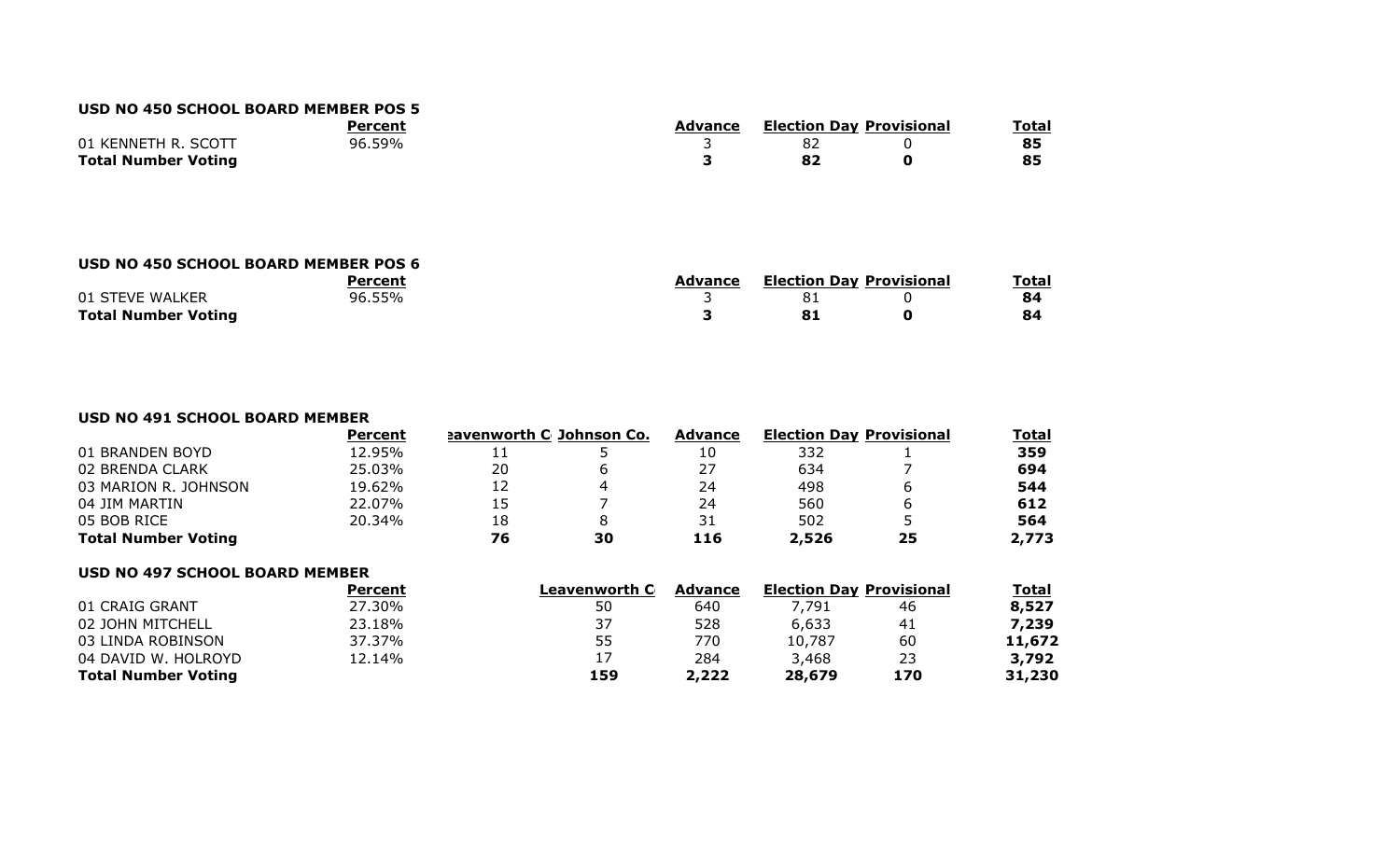**USD NO 450 SCHOOL BOARD MEMBER POS 5**

| | Percent | Advance | Election Day | Provisional | Total |
|---|---|---|---|---|---|
| 01 KENNETH R. SCOTT | 96.59% | 3 | 82 | 0 | **85** |
| **Total Number Voting** | | **3** | **82** | **0** | **85** |

**USD NO 450 SCHOOL BOARD MEMBER POS 6**

| | Percent | Advance | Election Day | Provisional | Total |
|---|---|---|---|---|---|
| 01 STEVE WALKER | 96.55% | 3 | 81 | 0 | **84** |
| **Total Number Voting** | | **3** | **81** | **0** | **84** |

**USD NO 491 SCHOOL BOARD MEMBER**

| | Percent | eavenworth C | Johnson Co. | Advance | Election Day | Provisional | Total |
|---|---|---|---|---|---|---|---|
| 01 BRANDEN BOYD | 12.95% | 11 | 5 | 10 | 332 | 1 | **359** |
| 02 BRENDA CLARK | 25.03% | 20 | 6 | 27 | 634 | 7 | **694** |
| 03 MARION R. JOHNSON | 19.62% | 12 | 4 | 24 | 498 | 6 | **544** |
| 04 JIM MARTIN | 22.07% | 15 | 7 | 24 | 560 | 6 | **612** |
| 05 BOB RICE | 20.34% | 18 | 8 | 31 | 502 | 5 | **564** |
| **Total Number Voting** | | **76** | **30** | **116** | **2,526** | **25** | **2,773** |

**USD NO 497 SCHOOL BOARD MEMBER**

| | Percent | Leavenworth C | Advance | Election Day | Provisional | Total |
|---|---|---|---|---|---|---|
| 01 CRAIG GRANT | 27.30% | 50 | 640 | 7,791 | 46 | **8,527** |
| 02 JOHN MITCHELL | 23.18% | 37 | 528 | 6,633 | 41 | **7,239** |
| 03 LINDA ROBINSON | 37.37% | 55 | 770 | 10,787 | 60 | **11,672** |
| 04 DAVID W. HOLROYD | 12.14% | 17 | 284 | 3,468 | 23 | **3,792** |
| **Total Number Voting** | | **159** | **2,222** | **28,679** | **170** | **31,230** |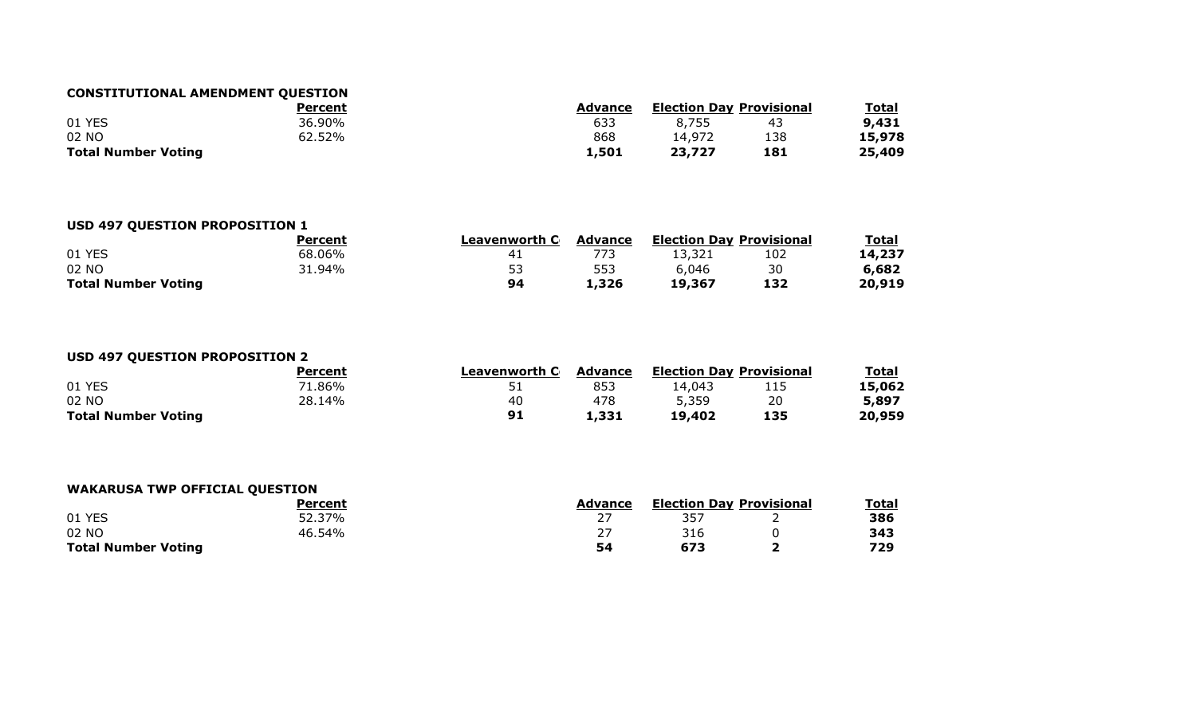**CONSTITUTIONAL AMENDMENT QUESTION**

| | Percent | Advance | Election Day | Provisional | Total |
|---|---|---|---|---|---|
| 01 YES | 36.90% | 633 | 8,755 | 43 | **9,431** |
| 02 NO | 62.52% | 868 | 14,972 | 138 | **15,978** |
| **Total Number Voting** | | **1,501** | **23,727** | **181** | **25,409** |

**USD 497 QUESTION PROPOSITION 1**

| | Percent | Leavenworth C | Advance | Election Day | Provisional | Total |
|---|---|---|---|---|---|---|
| 01 YES | 68.06% | 41 | 773 | 13,321 | 102 | **14,237** |
| 02 NO | 31.94% | 53 | 553 | 6,046 | 30 | **6,682** |
| **Total Number Voting** | | **94** | **1,326** | **19,367** | **132** | **20,919** |

**USD 497 QUESTION PROPOSITION 2**

| | Percent | Leavenworth C | Advance | Election Day | Provisional | Total |
|---|---|---|---|---|---|---|
| 01 YES | 71.86% | 51 | 853 | 14,043 | 115 | **15,062** |
| 02 NO | 28.14% | 40 | 478 | 5,359 | 20 | **5,897** |
| **Total Number Voting** | | **91** | **1,331** | **19,402** | **135** | **20,959** |

**WAKARUSA TWP OFFICIAL QUESTION**

| | Percent | Advance | Election Day | Provisional | Total |
|---|---|---|---|---|---|
| 01 YES | 52.37% | 27 | 357 | 2 | **386** |
| 02 NO | 46.54% | 27 | 316 | 0 | **343** |
| **Total Number Voting** | | **54** | **673** | **2** | **729** |